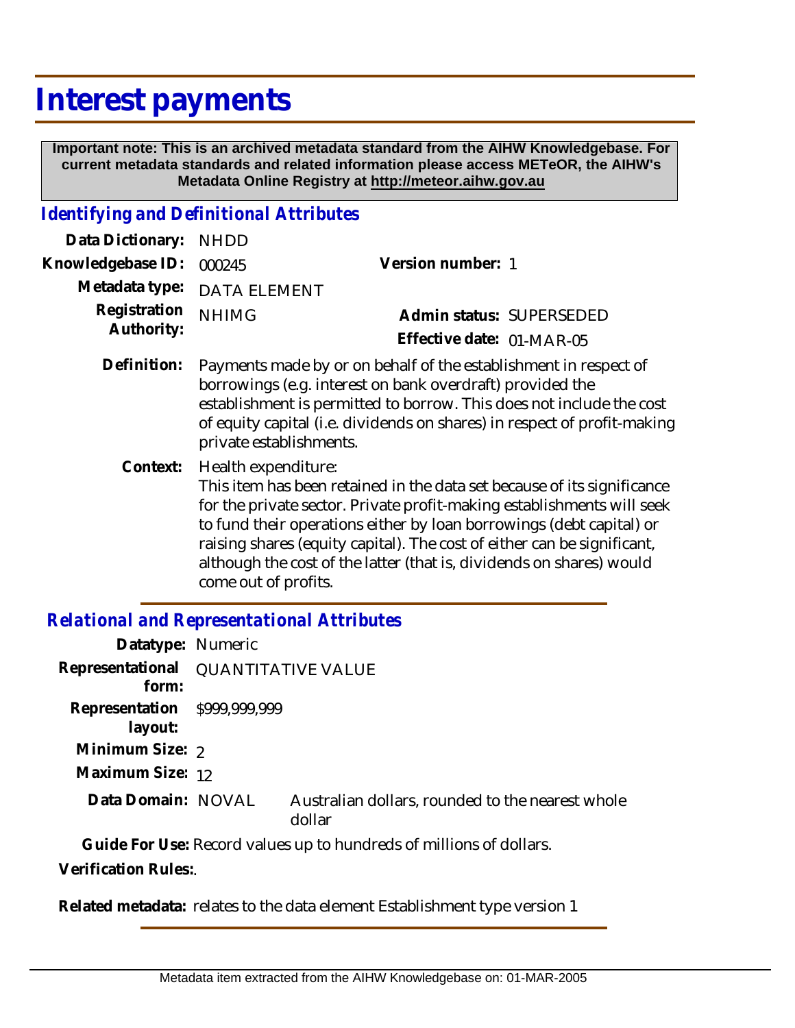# Interest payments

**Important note: This is an archived metadata standard from the AIHW Knowledgebase. For current metadata standards and related information please access METeOR, the AIHW's Metadata Online Registry at http://meteor.aihw.gov.au**

## *Identifying and Definitional Attributes*

**Data Dictionary:** NHDD

**Knowledgebase ID:** 000245

**Version number:** 1

**Metadata type:** DATA ELEMENT

**Registration Authority:** NHIMG

**Admin status:** SUPERSEDED

**Effective date:** 01-MAR-05

**Definition:** Payments made by or on behalf of the establishment in respect of borrowings (e.g. interest on bank overdraft) provided the establishment is permitted to borrow. This does not include the cost of equity capital (i.e. dividends on shares) in respect of profit-making private establishments.

**Context:** Health expenditure:
This item has been retained in the data set because of its significance for the private sector. Private profit-making establishments will seek to fund their operations either by loan borrowings (debt capital) or raising shares (equity capital). The cost of either can be significant, although the cost of the latter (that is, dividends on shares) would come out of profits.

## *Relational and Representational Attributes*

**Datatype:** Numeric

**Representational form:** QUANTITATIVE VALUE

**Representation layout:** $999,999,999

**Minimum Size:** 2

**Maximum Size:** 12

**Data Domain:** NOVAL Australian dollars, rounded to the nearest whole dollar

**Guide For Use:** Record values up to hundreds of millions of dollars.

**Verification Rules:**.

**Related metadata:** relates to the data element Establishment type version 1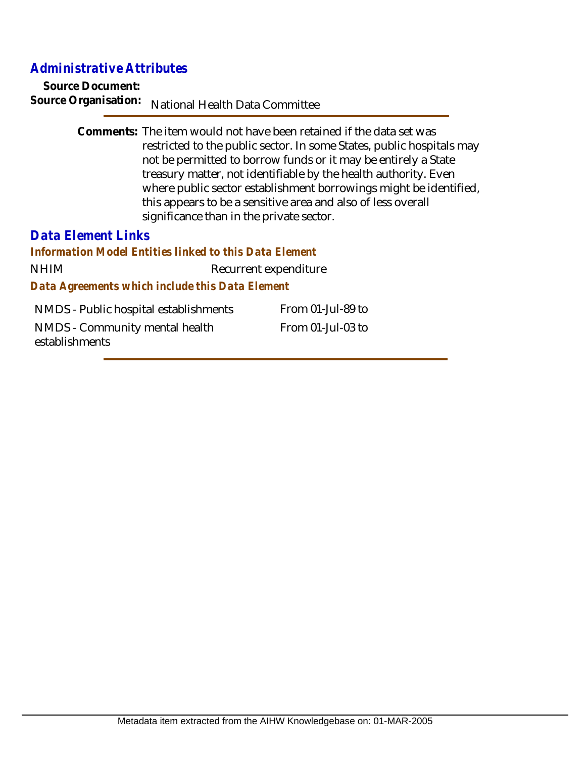## Administrative Attributes

**Source Document:**

**Source Organisation:** National Health Data Committee

**Comments:** The item would not have been retained if the data set was restricted to the public sector. In some States, public hospitals may not be permitted to borrow funds or it may be entirely a State treasury matter, not identifiable by the health authority. Even where public sector establishment borrowings might be identified, this appears to be a sensitive area and also of less overall significance than in the private sector.

## Data Element Links

### Information Model Entities linked to this Data Element

| | |
|---|---|
| NHIM | Recurrent expenditure |

### Data Agreements which include this Data Element

| | |
|---|---|
| NMDS - Public hospital establishments | From 01-Jul-89 to |
| NMDS - Community mental health establishments | From 01-Jul-03 to |

Metadata item extracted from the AIHW Knowledgebase on: 01-MAR-2005